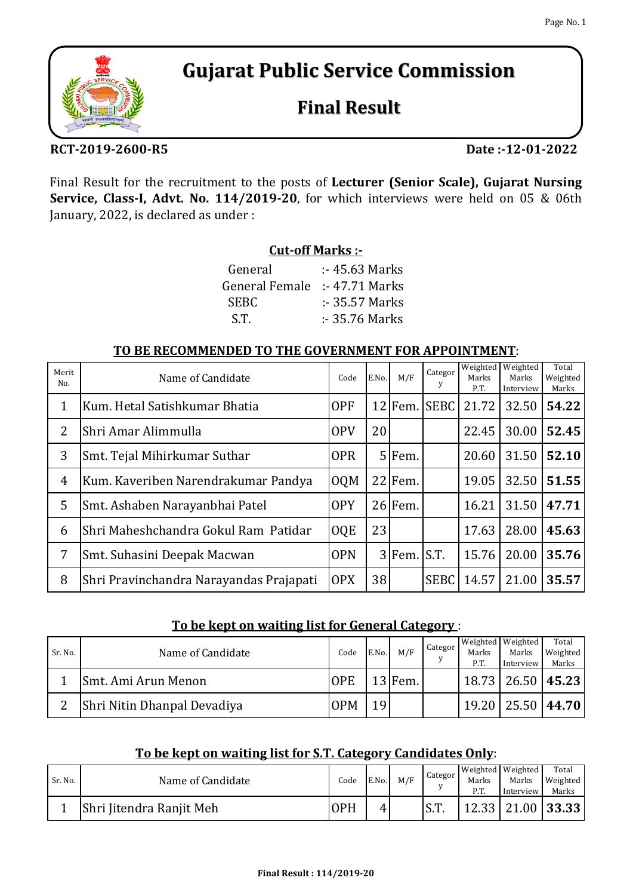# Gujarat Public Service Commission

## Final Result

**RCT-2019-2600-R5** **Date :-12-01-2022**

Final Result for the recruitment to the posts of **Lecturer (Senior Scale), Gujarat Nursing Service, Class-I, Advt. No. 114/2019-20**, for which interviews were held on 05 & 06th January, 2022, is declared as under :

**Cut-off Marks :-**

| | |
|---|---|
| General | :- 45.63 Marks |
| General Female | :- 47.71 Marks |
| SEBC | :- 35.57 Marks |
| S.T. | :- 35.76 Marks |

**TO BE RECOMMENDED TO THE GOVERNMENT FOR APPOINTMENT**:

| Merit No. | Name of Candidate | Code | E.No. | M/F | Category | Weighted Marks P.T. | Weighted Marks Interview | Total Weighted Marks |
|---|---|---|---|---|---|---|---|---|
| 1 | Kum. Hetal Satishkumar Bhatia | OPF | 12 | Fem. | SEBC | 21.72 | 32.50 | **54.22** |
| 2 | Shri Amar Alimmulla | OPV | 20 | | | 22.45 | 30.00 | **52.45** |
| 3 | Smt. Tejal Mihirkumar Suthar | OPR | 5 | Fem. | | 20.60 | 31.50 | **52.10** |
| 4 | Kum. Kaveriben Narendrakumar Pandya | OQM | 22 | Fem. | | 19.05 | 32.50 | **51.55** |
| 5 | Smt. Ashaben Narayanbhai Patel | OPY | 26 | Fem. | | 16.21 | 31.50 | **47.71** |
| 6 | Shri Maheshchandra Gokul Ram Patidar | OQE | 23 | | | 17.63 | 28.00 | **45.63** |
| 7 | Smt. Suhasini Deepak Macwan | OPN | 3 | Fem. | S.T. | 15.76 | 20.00 | **35.76** |
| 8 | Shri Pravinchandra Narayandas Prajapati | OPX | 38 | | SEBC | 14.57 | 21.00 | **35.57** |

**To be kept on waiting list for General Category** :

| Sr. No. | Name of Candidate | Code | E.No. | M/F | Category | Weighted Marks P.T. | Weighted Marks Interview | Total Weighted Marks |
|---|---|---|---|---|---|---|---|---|
| 1 | Smt. Ami Arun Menon | OPE | 13 | Fem. | | 18.73 | 26.50 | **45.23** |
| 2 | Shri Nitin Dhanpal Devadiya | OPM | 19 | | | 19.20 | 25.50 | **44.70** |

**To be kept on waiting list for S.T. Category Candidates Only**:

| Sr. No. | Name of Candidate | Code | E.No. | M/F | Category | Weighted Marks P.T. | Weighted Marks Interview | Total Weighted Marks |
|---|---|---|---|---|---|---|---|---|
| 1 | Shri Jitendra Ranjit Meh | OPH | 4 | | S.T. | 12.33 | 21.00 | **33.33** |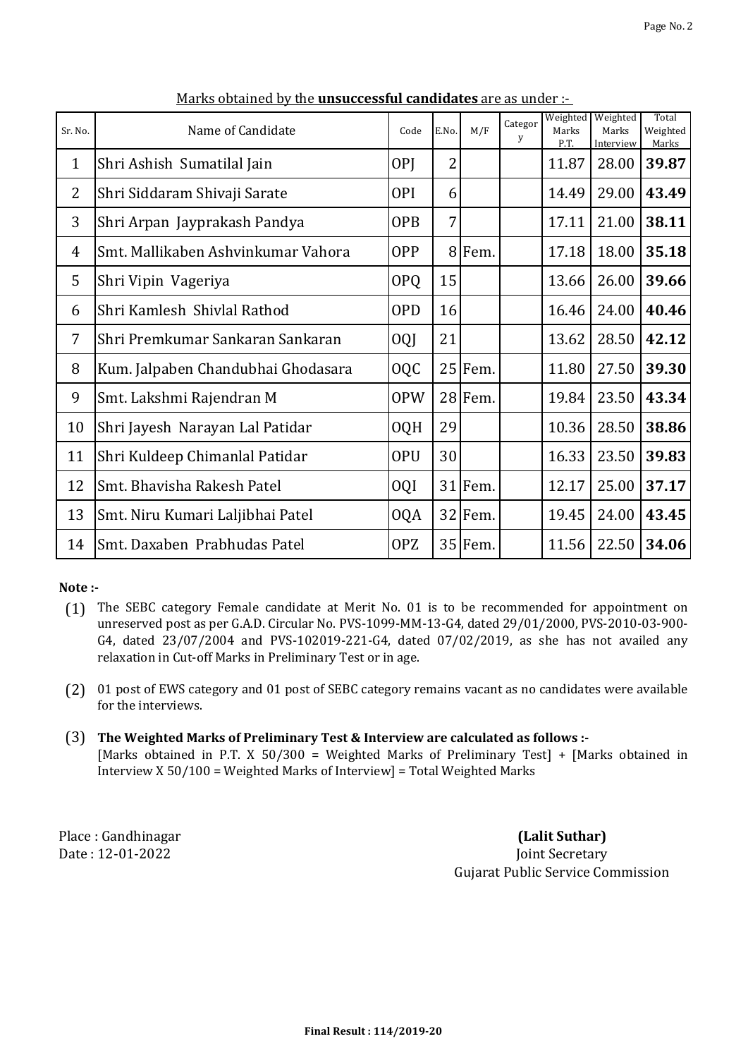Marks obtained by the **unsuccessful candidates** are as under :-

| Sr. No. | Name of Candidate | Code | E.No. | M/F | Category | Weighted Marks P.T. | Weighted Marks Interview | Total Weighted Marks |
|---|---|---|---|---|---|---|---|---|
| 1 | Shri Ashish Sumatilal Jain | OPJ | 2 | | | 11.87 | 28.00 | **39.87** |
| 2 | Shri Siddaram Shivaji Sarate | OPI | 6 | | | 14.49 | 29.00 | **43.49** |
| 3 | Shri Arpan Jayprakash Pandya | OPB | 7 | | | 17.11 | 21.00 | **38.11** |
| 4 | Smt. Mallikaben Ashvinkumar Vahora | OPP | 8 | Fem. | | 17.18 | 18.00 | **35.18** |
| 5 | Shri Vipin Vageriya | OPQ | 15 | | | 13.66 | 26.00 | **39.66** |
| 6 | Shri Kamlesh Shivlal Rathod | OPD | 16 | | | 16.46 | 24.00 | **40.46** |
| 7 | Shri Premkumar Sankaran Sankaran | OQJ | 21 | | | 13.62 | 28.50 | **42.12** |
| 8 | Kum. Jalpaben Chandubhai Ghodasara | OQC | 25 | Fem. | | 11.80 | 27.50 | **39.30** |
| 9 | Smt. Lakshmi Rajendran M | OPW | 28 | Fem. | | 19.84 | 23.50 | **43.34** |
| 10 | Shri Jayesh Narayan Lal Patidar | OQH | 29 | | | 10.36 | 28.50 | **38.86** |
| 11 | Shri Kuldeep Chimanlal Patidar | OPU | 30 | | | 16.33 | 23.50 | **39.83** |
| 12 | Smt. Bhavisha Rakesh Patel | OQI | 31 | Fem. | | 12.17 | 25.00 | **37.17** |
| 13 | Smt. Niru Kumari Laljibhai Patel | OQA | 32 | Fem. | | 19.45 | 24.00 | **43.45** |
| 14 | Smt. Daxaben Prabhudas Patel | OPZ | 35 | Fem. | | 11.56 | 22.50 | **34.06** |

**Note :-**

(1) The SEBC category Female candidate at Merit No. 01 is to be recommended for appointment on unreserved post as per G.A.D. Circular No. PVS-1099-MM-13-G4, dated 29/01/2000, PVS-2010-03-900-G4, dated 23/07/2004 and PVS-102019-221-G4, dated 07/02/2019, as she has not availed any relaxation in Cut-off Marks in Preliminary Test or in age.

(2) 01 post of EWS category and 01 post of SEBC category remains vacant as no candidates were available for the interviews.

(3) **The Weighted Marks of Preliminary Test & Interview are calculated as follows :-**
[Marks obtained in P.T. X 50/300 = Weighted Marks of Preliminary Test] + [Marks obtained in Interview X 50/100 = Weighted Marks of Interview] = Total Weighted Marks

Place : Gandhinagar
Date : 12-01-2022

**(Lalit Suthar)**
Joint Secretary
Gujarat Public Service Commission

**Final Result : 114/2019-20**